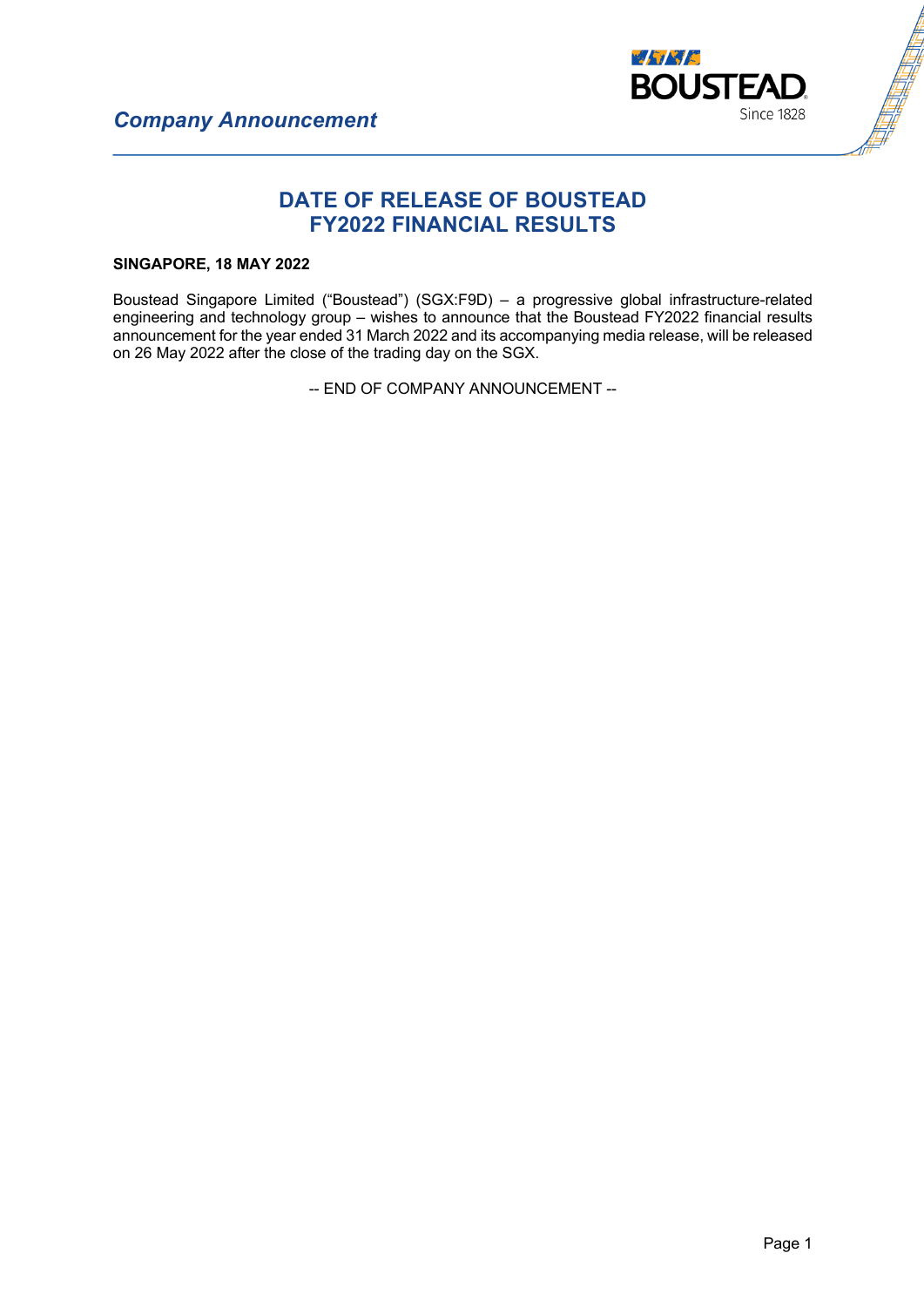*Company Announcement*

# DATE OF RELEASE OF BOUSTEAD FY2022 FINANCIAL RESULTS

**SINGAPORE, 18 MAY 2022**

Boustead Singapore Limited ("Boustead") (SGX:F9D) – a progressive global infrastructure-related engineering and technology group – wishes to announce that the Boustead FY2022 financial results announcement for the year ended 31 March 2022 and its accompanying media release, will be released on 26 May 2022 after the close of the trading day on the SGX.

-- END OF COMPANY ANNOUNCEMENT --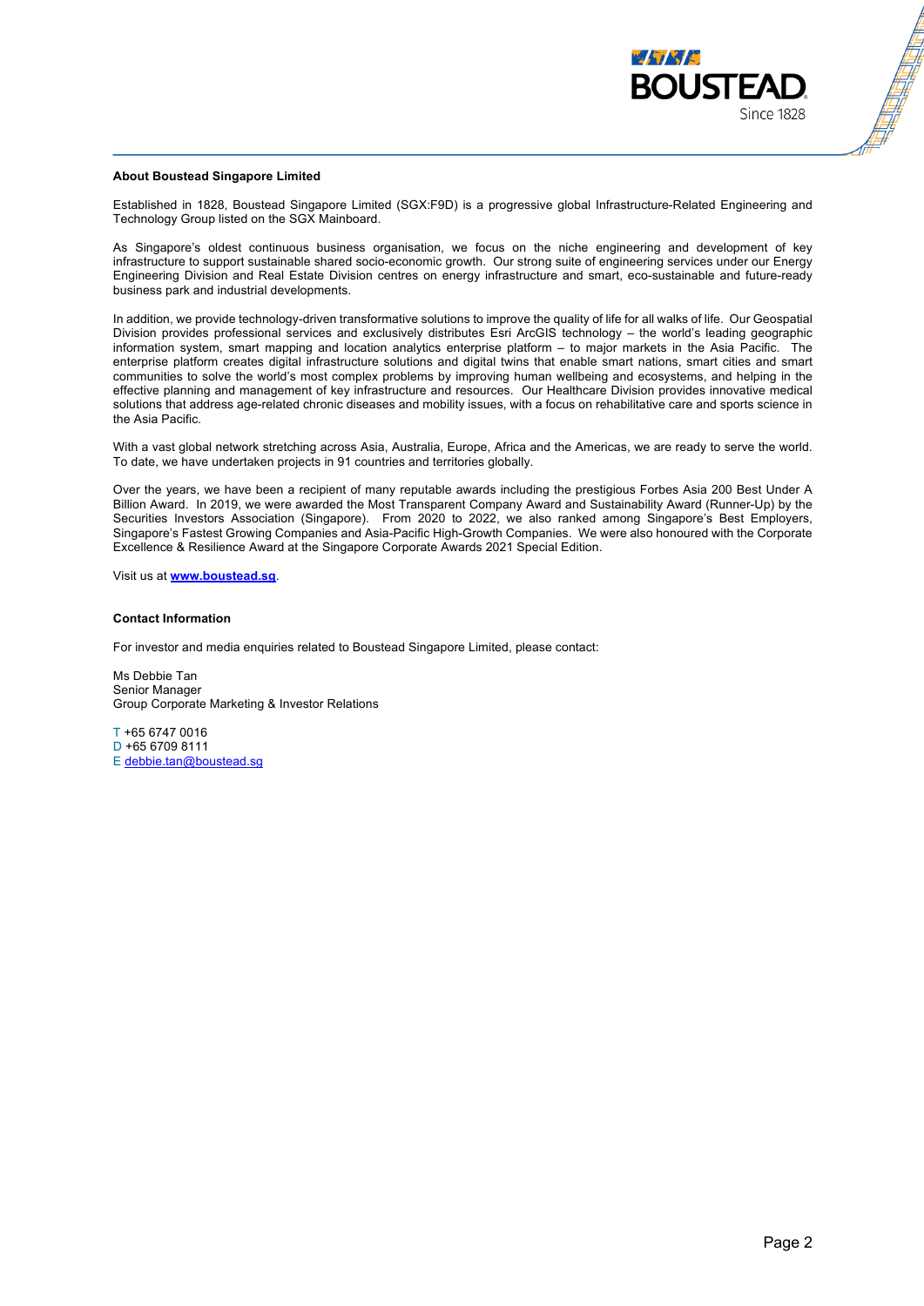**About Boustead Singapore Limited**

Established in 1828, Boustead Singapore Limited (SGX:F9D) is a progressive global Infrastructure-Related Engineering and Technology Group listed on the SGX Mainboard.

As Singapore's oldest continuous business organisation, we focus on the niche engineering and development of key infrastructure to support sustainable shared socio-economic growth. Our strong suite of engineering services under our Energy Engineering Division and Real Estate Division centres on energy infrastructure and smart, eco-sustainable and future-ready business park and industrial developments.

In addition, we provide technology-driven transformative solutions to improve the quality of life for all walks of life. Our Geospatial Division provides professional services and exclusively distributes Esri ArcGIS technology – the world's leading geographic information system, smart mapping and location analytics enterprise platform – to major markets in the Asia Pacific. The enterprise platform creates digital infrastructure solutions and digital twins that enable smart nations, smart cities and smart communities to solve the world's most complex problems by improving human wellbeing and ecosystems, and helping in the effective planning and management of key infrastructure and resources. Our Healthcare Division provides innovative medical solutions that address age-related chronic diseases and mobility issues, with a focus on rehabilitative care and sports science in the Asia Pacific.

With a vast global network stretching across Asia, Australia, Europe, Africa and the Americas, we are ready to serve the world. To date, we have undertaken projects in 91 countries and territories globally.

Over the years, we have been a recipient of many reputable awards including the prestigious Forbes Asia 200 Best Under A Billion Award. In 2019, we were awarded the Most Transparent Company Award and Sustainability Award (Runner-Up) by the Securities Investors Association (Singapore). From 2020 to 2022, we also ranked among Singapore's Best Employers, Singapore's Fastest Growing Companies and Asia-Pacific High-Growth Companies. We were also honoured with the Corporate Excellence & Resilience Award at the Singapore Corporate Awards 2021 Special Edition.

Visit us at **www.boustead.sg**.

**Contact Information**

For investor and media enquiries related to Boustead Singapore Limited, please contact:

Ms Debbie Tan
Senior Manager
Group Corporate Marketing & Investor Relations

T +65 6747 0016
D +65 6709 8111
E debbie.tan@boustead.sg